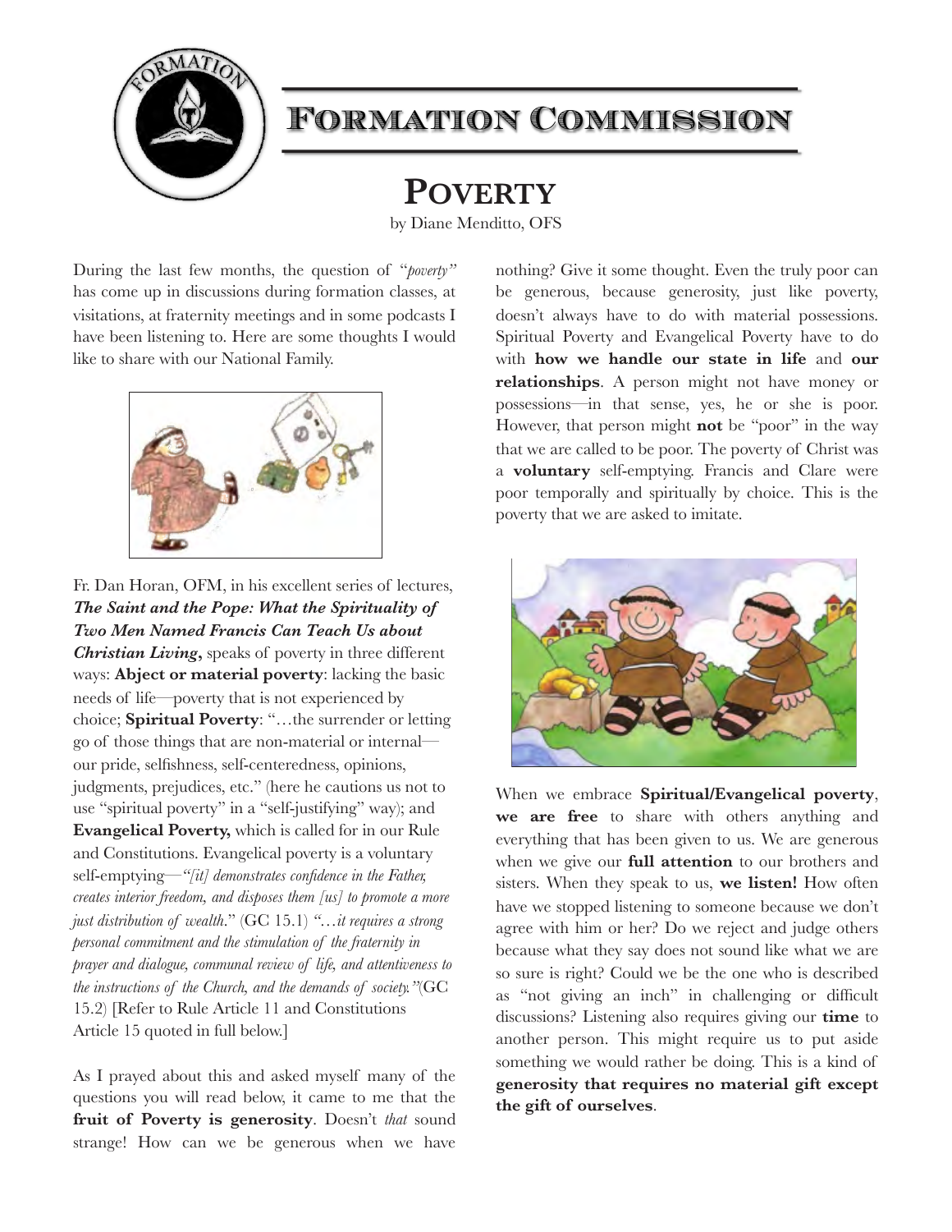# Formation Commission

## Poverty

by Diane Menditto, OFS

During the last few months, the question of "*poverty*" has come up in discussions during formation classes, at visitations, at fraternity meetings and in some podcasts I have been listening to. Here are some thoughts I would like to share with our National Family.

Fr. Dan Horan, OFM, in his excellent series of lectures, ***The Saint and the Pope: What the Spirituality of Two Men Named Francis Can Teach Us about Christian Living*****,** speaks of poverty in three different ways: **Abject or material poverty**: lacking the basic needs of life—poverty that is not experienced by choice; **Spiritual Poverty**: "…the surrender or letting go of those things that are non-material or internal—our pride, selfishness, self-centeredness, opinions, judgments, prejudices, etc." (here he cautions us not to use "spiritual poverty" in a "self-justifying" way); and **Evangelical Poverty,** which is called for in our Rule and Constitutions. Evangelical poverty is a voluntary self-emptying—*"[it] demonstrates confidence in the Father, creates interior freedom, and disposes them [us] to promote a more just distribution of wealth*." (GC 15.1) *"…it requires a strong personal commitment and the stimulation of the fraternity in prayer and dialogue, communal review of life, and attentiveness to the instructions of the Church, and the demands of society."*(GC 15.2) [Refer to Rule Article 11 and Constitutions Article 15 quoted in full below.]

As I prayed about this and asked myself many of the questions you will read below, it came to me that the **fruit of Poverty is generosity**. Doesn't *that* sound strange! How can we be generous when we have nothing? Give it some thought. Even the truly poor can be generous, because generosity, just like poverty, doesn't always have to do with material possessions. Spiritual Poverty and Evangelical Poverty have to do with **how we handle our state in life** and **our relationships**. A person might not have money or possessions—in that sense, yes, he or she is poor. However, that person might **not** be "poor" in the way that we are called to be poor. The poverty of Christ was a **voluntary** self-emptying. Francis and Clare were poor temporally and spiritually by choice. This is the poverty that we are asked to imitate.

When we embrace **Spiritual/Evangelical poverty**, **we are free** to share with others anything and everything that has been given to us. We are generous when we give our **full attention** to our brothers and sisters. When they speak to us, **we listen!** How often have we stopped listening to someone because we don't agree with him or her? Do we reject and judge others because what they say does not sound like what we are so sure is right? Could we be the one who is described as "not giving an inch" in challenging or difficult discussions? Listening also requires giving our **time** to another person. This might require us to put aside something we would rather be doing. This is a kind of **generosity that requires no material gift except the gift of ourselves**.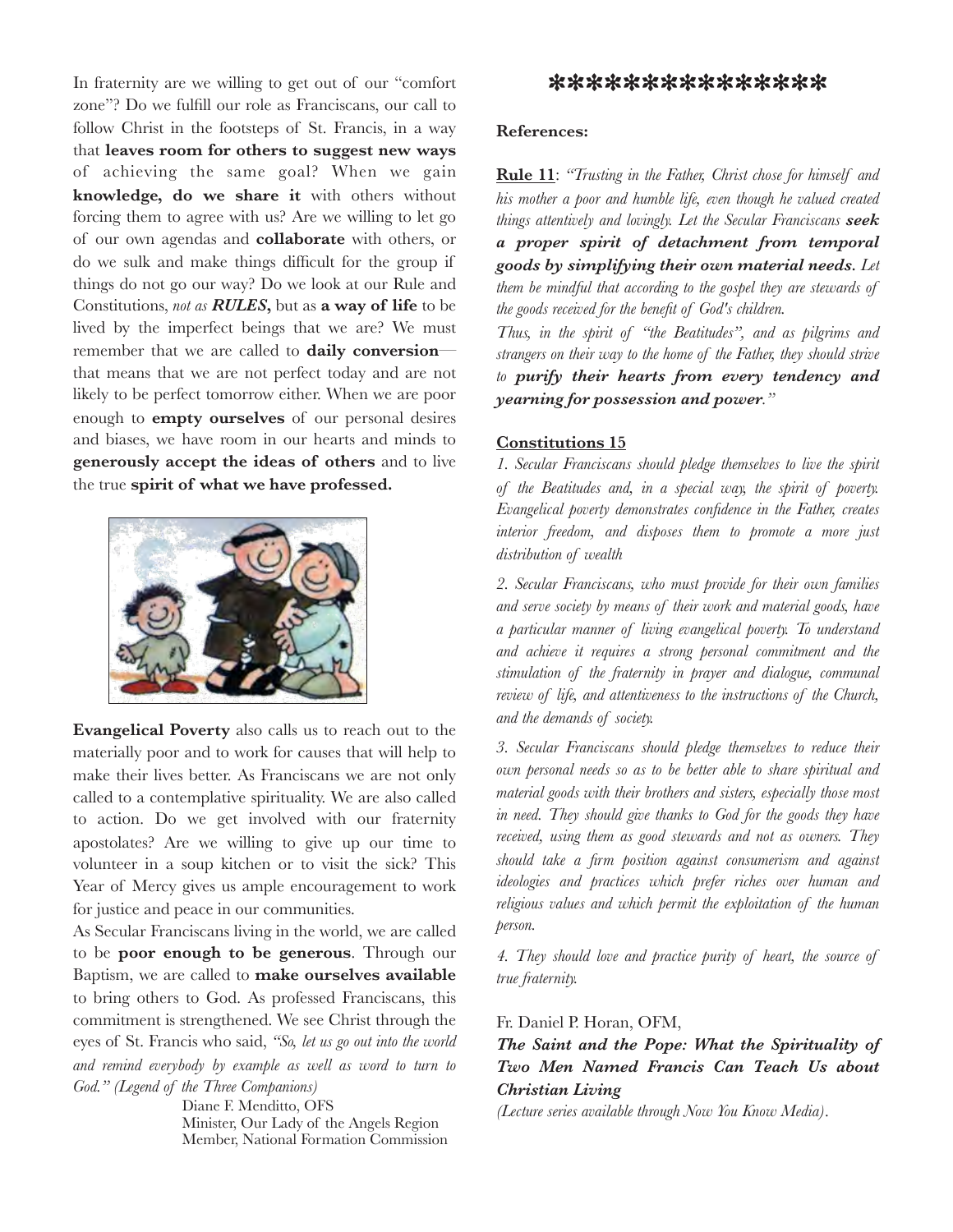In fraternity are we willing to get out of our "comfort zone"? Do we fulfill our role as Franciscans, our call to follow Christ in the footsteps of St. Francis, in a way that **leaves room for others to suggest new ways** of achieving the same goal? When we gain **knowledge, do we share it** with others without forcing them to agree with us? Are we willing to let go of our own agendas and **collaborate** with others, or do we sulk and make things difficult for the group if things do not go our way? Do we look at our Rule and Constitutions, *not as* ***RULES*****,** but as **a way of life** to be lived by the imperfect beings that we are? We must remember that we are called to **daily conversion**—that means that we are not perfect today and are not likely to be perfect tomorrow either. When we are poor enough to **empty ourselves** of our personal desires and biases, we have room in our hearts and minds to **generously accept the ideas of others** and to live the true **spirit of what we have professed.**

**Evangelical Poverty** also calls us to reach out to the materially poor and to work for causes that will help to make their lives better. As Franciscans we are not only called to a contemplative spirituality. We are also called to action. Do we get involved with our fraternity apostolates? Are we willing to give up our time to volunteer in a soup kitchen or to visit the sick? This Year of Mercy gives us ample encouragement to work for justice and peace in our communities.

As Secular Franciscans living in the world, we are called to be **poor enough to be generous**. Through our Baptism, we are called to **make ourselves available** to bring others to God. As professed Franciscans, this commitment is strengthened. We see Christ through the eyes of St. Francis who said, *"So, let us go out into the world and remind everybody by example as well as word to turn to God." (Legend of the Three Companions)*

Diane F. Menditto, OFS
Minister, Our Lady of the Angels Region
Member, National Formation Commission

**\*\*\*\*\*\*\*\*\*\*\*\*\*\***

**References:**

**Rule 11**: *"Trusting in the Father, Christ chose for himself and his mother a poor and humble life, even though he valued created things attentively and lovingly. Let the Secular Franciscans* ***seek a proper spirit of detachment from temporal goods by simplifying their own material needs.*** *Let them be mindful that according to the gospel they are stewards of the goods received for the benefit of God's children.*

*Thus, in the spirit of "the Beatitudes", and as pilgrims and strangers on their way to the home of the Father, they should strive to* ***purify their hearts from every tendency and yearning for possession and power.****"*

**Constitutions 15**

*1. Secular Franciscans should pledge themselves to live the spirit of the Beatitudes and, in a special way, the spirit of poverty. Evangelical poverty demonstrates confidence in the Father, creates interior freedom, and disposes them to promote a more just distribution of wealth*

*2. Secular Franciscans, who must provide for their own families and serve society by means of their work and material goods, have a particular manner of living evangelical poverty. To understand and achieve it requires a strong personal commitment and the stimulation of the fraternity in prayer and dialogue, communal review of life, and attentiveness to the instructions of the Church, and the demands of society.*

*3. Secular Franciscans should pledge themselves to reduce their own personal needs so as to be better able to share spiritual and material goods with their brothers and sisters, especially those most in need. They should give thanks to God for the goods they have received, using them as good stewards and not as owners. They should take a firm position against consumerism and against ideologies and practices which prefer riches over human and religious values and which permit the exploitation of the human person.*

*4. They should love and practice purity of heart, the source of true fraternity.*

Fr. Daniel P. Horan, OFM,
***The Saint and the Pope: What the Spirituality of Two Men Named Francis Can Teach Us about Christian Living***
*(Lecture series available through Now You Know Media)*.